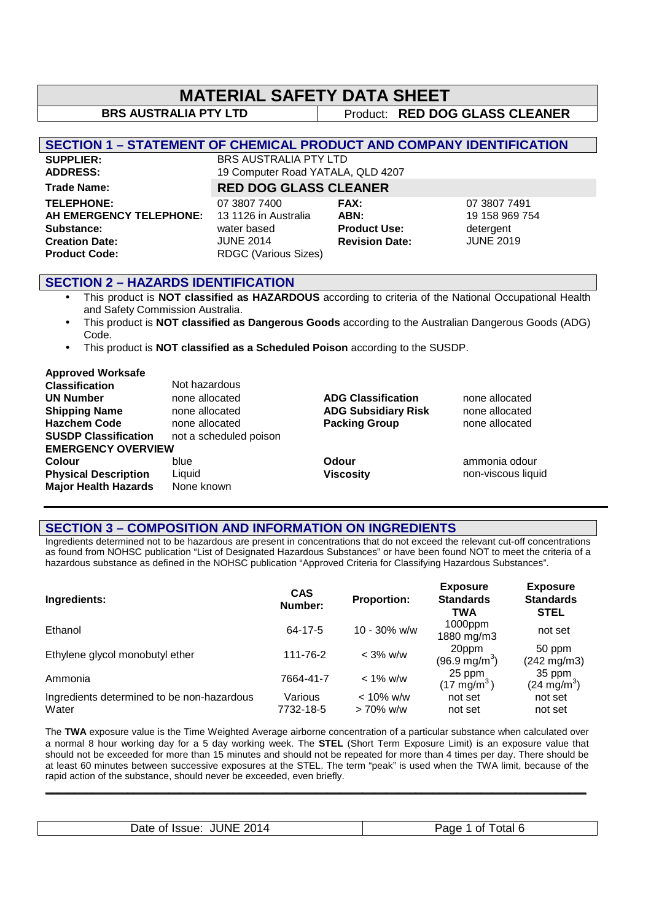# MATERIAL SAFETY DATA SHEET

**BRS AUSTRALIA PTY LTD** | Product: **RED DOG GLASS CLEANER**

## SECTION 1 – STATEMENT OF CHEMICAL PRODUCT AND COMPANY IDENTIFICATION

| | | | |
|---|---|---|---|
| **SUPPLIER:** | BRS AUSTRALIA PTY LTD | | |
| **ADDRESS:** | 19 Computer Road YATALA, QLD 4207 | | |
| **Trade Name:** | **RED DOG GLASS CLEANER** | | |
| **TELEPHONE:** | 07 3807 7400 | **FAX:** | 07 3807 7491 |
| **AH EMERGENCY TELEPHONE:** | 13 1126 in Australia | **ABN:** | 19 158 969 754 |
| **Substance:** | water based | **Product Use:** | detergent |
| **Creation Date:** | JUNE 2014 | **Revision Date:** | JUNE 2019 |
| **Product Code:** | RDGC (Various Sizes) | | |

## SECTION 2 – HAZARDS IDENTIFICATION

- This product is **NOT classified as HAZARDOUS** according to criteria of the National Occupational Health and Safety Commission Australia.
- This product is **NOT classified as Dangerous Goods** according to the Australian Dangerous Goods (ADG) Code.
- This product is **NOT classified as a Scheduled Poison** according to the SUSDP.

| | | | |
|---|---|---|---|
| **Approved Worksafe Classification** | Not hazardous | | |
| **UN Number** | none allocated | **ADG Classification** | none allocated |
| **Shipping Name** | none allocated | **ADG Subsidiary Risk** | none allocated |
| **Hazchem Code** | none allocated | **Packing Group** | none allocated |
| **SUSDP Classification** | not a scheduled poison | | |
| **EMERGENCY OVERVIEW** | | | |
| **Colour** | blue | **Odour** | ammonia odour |
| **Physical Description** | Liquid | **Viscosity** | non-viscous liquid |
| **Major Health Hazards** | None known | | |

## SECTION 3 – COMPOSITION AND INFORMATION ON INGREDIENTS

Ingredients determined not to be hazardous are present in concentrations that do not exceed the relevant cut-off concentrations as found from NOHSC publication "List of Designated Hazardous Substances" or have been found NOT to meet the criteria of a hazardous substance as defined in the NOHSC publication "Approved Criteria for Classifying Hazardous Substances".

| Ingredients: | CAS Number: | Proportion: | Exposure Standards TWA | Exposure Standards STEL |
|---|---|---|---|---|
| Ethanol | 64-17-5 | 10 - 30% w/w | 1000ppm 1880 mg/m3 | not set |
| Ethylene glycol monobutyl ether | 111-76-2 | < 3% w/w | 20ppm (96.9 mg/m$^3$) | 50 ppm (242 mg/m3) |
| Ammonia | 7664-41-7 | < 1% w/w | 25 ppm (17 mg/m$^3$) | 35 ppm (24 mg/m$^3$) |
| Ingredients determined to be non-hazardous | Various | < 10% w/w | not set | not set |
| Water | 7732-18-5 | > 70% w/w | not set | not set |

The **TWA** exposure value is the Time Weighted Average airborne concentration of a particular substance when calculated over a normal 8 hour working day for a 5 day working week. The **STEL** (Short Term Exposure Limit) is an exposure value that should not be exceeded for more than 15 minutes and should not be repeated for more than 4 times per day. There should be at least 60 minutes between successive exposures at the STEL. The term "peak" is used when the TWA limit, because of the rapid action of the substance, should never be exceeded, even briefly.

Date of Issue: JUNE 2014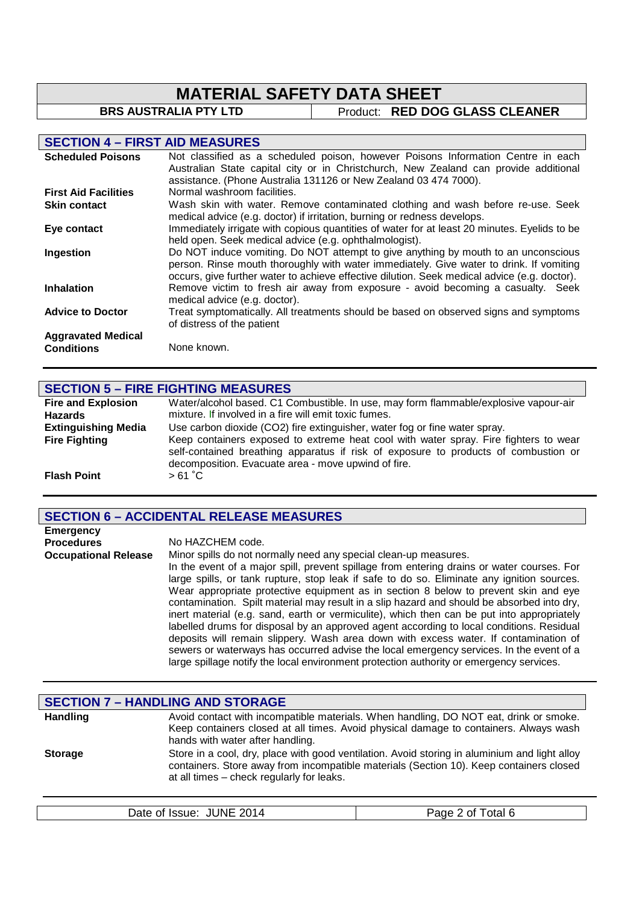# MATERIAL SAFETY DATA SHEET

**BRS AUSTRALIA PTY LTD** | Product: **RED DOG GLASS CLEANER**

## SECTION 4 – FIRST AID MEASURES

| | |
|---|---|
| **Scheduled Poisons** | Not classified as a scheduled poison, however Poisons Information Centre in each Australian State capital city or in Christchurch, New Zealand can provide additional assistance. (Phone Australia 131126 or New Zealand 03 474 7000). |
| **First Aid Facilities** | Normal washroom facilities. |
| **Skin contact** | Wash skin with water. Remove contaminated clothing and wash before re-use. Seek medical advice (e.g. doctor) if irritation, burning or redness develops. |
| **Eye contact** | Immediately irrigate with copious quantities of water for at least 20 minutes. Eyelids to be held open. Seek medical advice (e.g. ophthalmologist). |
| **Ingestion** | Do NOT induce vomiting. Do NOT attempt to give anything by mouth to an unconscious person. Rinse mouth thoroughly with water immediately. Give water to drink. If vomiting occurs, give further water to achieve effective dilution. Seek medical advice (e.g. doctor). |
| **Inhalation** | Remove victim to fresh air away from exposure - avoid becoming a casualty. Seek medical advice (e.g. doctor). |
| **Advice to Doctor** | Treat symptomatically. All treatments should be based on observed signs and symptoms of distress of the patient |
| **Aggravated Medical Conditions** | None known. |

## SECTION 5 – FIRE FIGHTING MEASURES

| | |
|---|---|
| **Fire and Explosion Hazards** | Water/alcohol based. C1 Combustible. In use, may form flammable/explosive vapour-air mixture. If involved in a fire will emit toxic fumes. |
| **Extinguishing Media** | Use carbon dioxide ($CO_2$) fire extinguisher, water fog or fine water spray. |
| **Fire Fighting** | Keep containers exposed to extreme heat cool with water spray. Fire fighters to wear self-contained breathing apparatus if risk of exposure to products of combustion or decomposition. Evacuate area - move upwind of fire. |
| **Flash Point** | > 61 ˚C |

## SECTION 6 – ACCIDENTAL RELEASE MEASURES

| | |
|---|---|
| **Emergency Procedures** | No HAZCHEM code. |
| **Occupational Release** | Minor spills do not normally need any special clean-up measures. In the event of a major spill, prevent spillage from entering drains or water courses. For large spills, or tank rupture, stop leak if safe to do so. Eliminate any ignition sources. Wear appropriate protective equipment as in section 8 below to prevent skin and eye contamination. Spilt material may result in a slip hazard and should be absorbed into dry, inert material (e.g. sand, earth or vermiculite), which then can be put into appropriately labelled drums for disposal by an approved agent according to local conditions. Residual deposits will remain slippery. Wash area down with excess water. If contamination of sewers or waterways has occurred advise the local emergency services. In the event of a large spillage notify the local environment protection authority or emergency services. |

## SECTION 7 – HANDLING AND STORAGE

| | |
|---|---|
| **Handling** | Avoid contact with incompatible materials. When handling, DO NOT eat, drink or smoke. Keep containers closed at all times. Avoid physical damage to containers. Always wash hands with water after handling. |
| **Storage** | Store in a cool, dry, place with good ventilation. Avoid storing in aluminium and light alloy containers. Store away from incompatible materials (Section 10). Keep containers closed at all times – check regularly for leaks. |

Date of Issue: JUNE 2014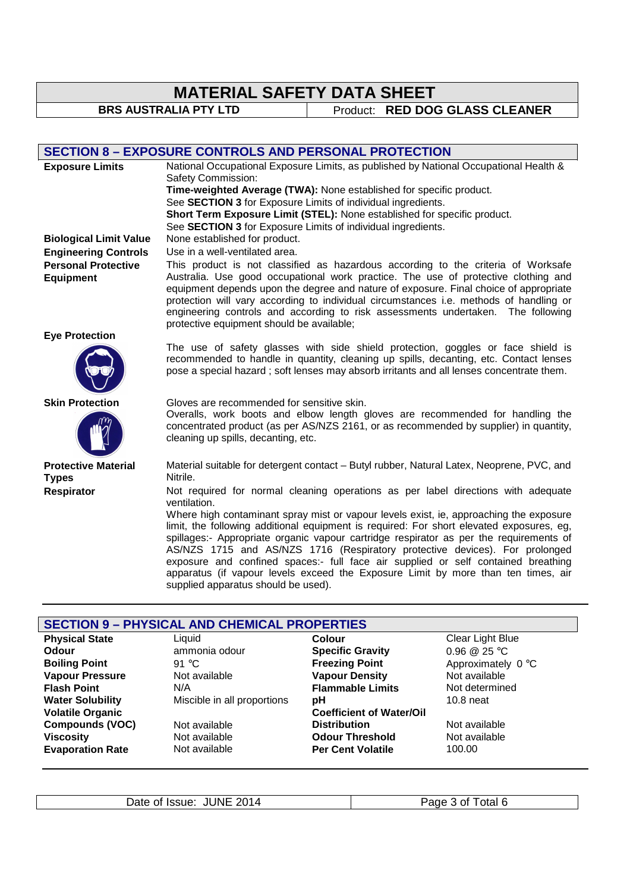## SECTION 8 – EXPOSURE CONTROLS AND PERSONAL PROTECTION

**Exposure Limits**

National Occupational Exposure Limits, as published by National Occupational Health & Safety Commission:

**Time-weighted Average (TWA):** None established for specific product.
See **SECTION 3** for Exposure Limits of individual ingredients.

**Short Term Exposure Limit (STEL):** None established for specific product.
See **SECTION 3** for Exposure Limits of individual ingredients.

**Biological Limit Value**

None established for product.

**Engineering Controls**

Use in a well-ventilated area.

**Personal Protective Equipment**

This product is not classified as hazardous according to the criteria of Worksafe Australia. Use good occupational work practice. The use of protective clothing and equipment depends upon the degree and nature of exposure. Final choice of appropriate protection will vary according to individual circumstances i.e. methods of handling or engineering controls and according to risk assessments undertaken. The following protective equipment should be available;

**Eye Protection**

The use of safety glasses with side shield protection, goggles or face shield is recommended to handle in quantity, cleaning up spills, decanting, etc. Contact lenses pose a special hazard ; soft lenses may absorb irritants and all lenses concentrate them.

**Skin Protection**

Gloves are recommended for sensitive skin.
Overalls, work boots and elbow length gloves are recommended for handling the concentrated product (as per AS/NZS 2161, or as recommended by supplier) in quantity, cleaning up spills, decanting, etc.

**Protective Material Types**

Material suitable for detergent contact – Butyl rubber, Natural Latex, Neoprene, PVC, and Nitrile.

**Respirator**

Not required for normal cleaning operations as per label directions with adequate ventilation.
Where high contaminant spray mist or vapour levels exist, ie, approaching the exposure limit, the following additional equipment is required: For short elevated exposures, eg, spillages:- Appropriate organic vapour cartridge respirator as per the requirements of AS/NZS 1715 and AS/NZS 1716 (Respiratory protective devices). For prolonged exposure and confined spaces:- full face air supplied or self contained breathing apparatus (if vapour levels exceed the Exposure Limit by more than ten times, air supplied apparatus should be used).

## SECTION 9 – PHYSICAL AND CHEMICAL PROPERTIES

| Property | Value | Property | Value |
|---|---|---|---|
| **Physical State** | Liquid | **Colour** | Clear Light Blue |
| **Odour** | ammonia odour | **Specific Gravity** | 0.96 @ 25 °C |
| **Boiling Point** | 91 °C | **Freezing Point** | Approximately 0 °C |
| **Vapour Pressure** | Not available | **Vapour Density** | Not available |
| **Flash Point** | N/A | **Flammable Limits** | Not determined |
| **Water Solubility** | Miscible in all proportions | **pH** | 10.8 neat |
| **Volatile Organic Compounds (VOC)** | Not available | **Coefficient of Water/Oil Distribution** | Not available |
| **Viscosity** | Not available | **Odour Threshold** | Not available |
| **Evaporation Rate** | Not available | **Per Cent Volatile** | 100.00 |

Date of Issue: JUNE 2014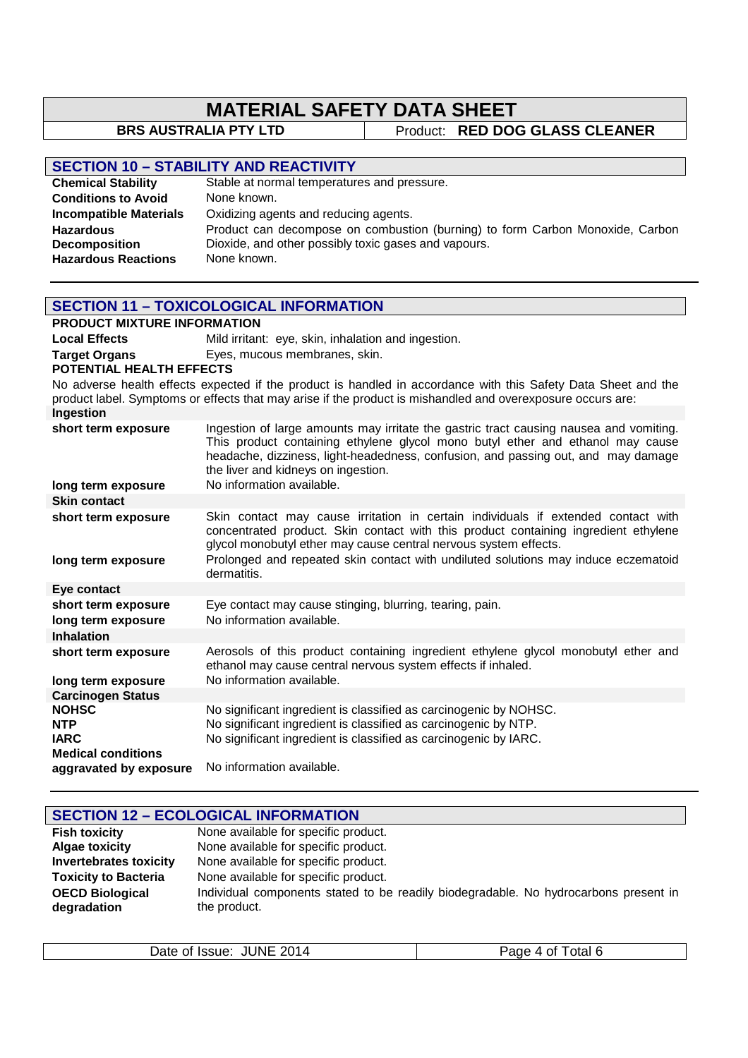# MATERIAL SAFETY DATA SHEET

**BRS AUSTRALIA PTY LTD** | Product: **RED DOG GLASS CLEANER**

## SECTION 10 – STABILITY AND REACTIVITY

| | |
|---|---|
| **Chemical Stability** | Stable at normal temperatures and pressure. |
| **Conditions to Avoid** | None known. |
| **Incompatible Materials** | Oxidizing agents and reducing agents. |
| **Hazardous Decomposition** | Product can decompose on combustion (burning) to form Carbon Monoxide, Carbon Dioxide, and other possibly toxic gases and vapours. |
| **Hazardous Reactions** | None known. |

## SECTION 11 – TOXICOLOGICAL INFORMATION

**PRODUCT MIXTURE INFORMATION**

| | |
|---|---|
| **Local Effects** | Mild irritant: eye, skin, inhalation and ingestion. |
| **Target Organs** | Eyes, mucous membranes, skin. |

**POTENTIAL HEALTH EFFECTS**

No adverse health effects expected if the product is handled in accordance with this Safety Data Sheet and the product label. Symptoms or effects that may arise if the product is mishandled and overexposure occurs are:

**Ingestion**

| | |
|---|---|
| **short term exposure** | Ingestion of large amounts may irritate the gastric tract causing nausea and vomiting. This product containing ethylene glycol mono butyl ether and ethanol may cause headache, dizziness, light-headedness, confusion, and passing out, and may damage the liver and kidneys on ingestion. |
| **long term exposure** | No information available. |

**Skin contact**

| | |
|---|---|
| **short term exposure** | Skin contact may cause irritation in certain individuals if extended contact with concentrated product. Skin contact with this product containing ingredient ethylene glycol monobutyl ether may cause central nervous system effects. |
| **long term exposure** | Prolonged and repeated skin contact with undiluted solutions may induce eczematoid dermatitis. |

**Eye contact**

| | |
|---|---|
| **short term exposure** | Eye contact may cause stinging, blurring, tearing, pain. |
| **long term exposure** | No information available. |

**Inhalation**

| | |
|---|---|
| **short term exposure** | Aerosols of this product containing ingredient ethylene glycol monobutyl ether and ethanol may cause central nervous system effects if inhaled. |
| **long term exposure** | No information available. |

**Carcinogen Status**

| | |
|---|---|
| **NOHSC** | No significant ingredient is classified as carcinogenic by NOHSC. |
| **NTP** | No significant ingredient is classified as carcinogenic by NTP. |
| **IARC** | No significant ingredient is classified as carcinogenic by IARC. |
| **Medical conditions aggravated by exposure** | No information available. |

## SECTION 12 – ECOLOGICAL INFORMATION

| | |
|---|---|
| **Fish toxicity** | None available for specific product. |
| **Algae toxicity** | None available for specific product. |
| **Invertebrates toxicity** | None available for specific product. |
| **Toxicity to Bacteria** | None available for specific product. |
| **OECD Biological degradation** | Individual components stated to be readily biodegradable. No hydrocarbons present in the product. |

Date of Issue: JUNE 2014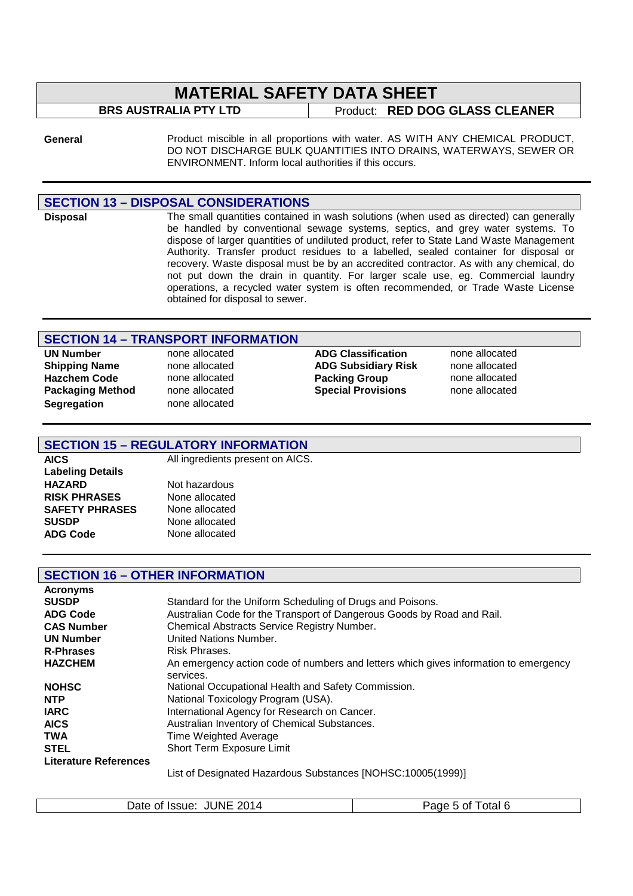# MATERIAL SAFETY DATA SHEET

| BRS AUSTRALIA PTY LTD | Product: **RED DOG GLASS CLEANER** |
|---|---|

**General** — Product miscible in all proportions with water. AS WITH ANY CHEMICAL PRODUCT, DO NOT DISCHARGE BULK QUANTITIES INTO DRAINS, WATERWAYS, SEWER OR ENVIRONMENT. Inform local authorities if this occurs.

## SECTION 13 – DISPOSAL CONSIDERATIONS

**Disposal** — The small quantities contained in wash solutions (when used as directed) can generally be handled by conventional sewage systems, septics, and grey water systems. To dispose of larger quantities of undiluted product, refer to State Land Waste Management Authority. Transfer product residues to a labelled, sealed container for disposal or recovery. Waste disposal must be by an accredited contractor. As with any chemical, do not put down the drain in quantity. For larger scale use, eg. Commercial laundry operations, a recycled water system is often recommended, or Trade Waste License obtained for disposal to sewer.

## SECTION 14 – TRANSPORT INFORMATION

| | | | |
|---|---|---|---|
| **UN Number** | none allocated | **ADG Classification** | none allocated |
| **Shipping Name** | none allocated | **ADG Subsidiary Risk** | none allocated |
| **Hazchem Code** | none allocated | **Packing Group** | none allocated |
| **Packaging Method** | none allocated | **Special Provisions** | none allocated |
| **Segregation** | none allocated | | |

## SECTION 15 – REGULATORY INFORMATION

| | |
|---|---|
| **AICS** | All ingredients present on AICS. |
| **Labeling Details** | |
| **HAZARD** | Not hazardous |
| **RISK PHRASES** | None allocated |
| **SAFETY PHRASES** | None allocated |
| **SUSDP** | None allocated |
| **ADG Code** | None allocated |

## SECTION 16 – OTHER INFORMATION

**Acronyms**

| | |
|---|---|
| **SUSDP** | Standard for the Uniform Scheduling of Drugs and Poisons. |
| **ADG Code** | Australian Code for the Transport of Dangerous Goods by Road and Rail. |
| **CAS Number** | Chemical Abstracts Service Registry Number. |
| **UN Number** | United Nations Number. |
| **R-Phrases** | Risk Phrases. |
| **HAZCHEM** | An emergency action code of numbers and letters which gives information to emergency services. |
| **NOHSC** | National Occupational Health and Safety Commission. |
| **NTP** | National Toxicology Program (USA). |
| **IARC** | International Agency for Research on Cancer. |
| **AICS** | Australian Inventory of Chemical Substances. |
| **TWA** | Time Weighted Average |
| **STEL** | Short Term Exposure Limit |

**Literature References**

List of Designated Hazardous Substances [NOHSC:10005(1999)]

Date of Issue: JUNE 2014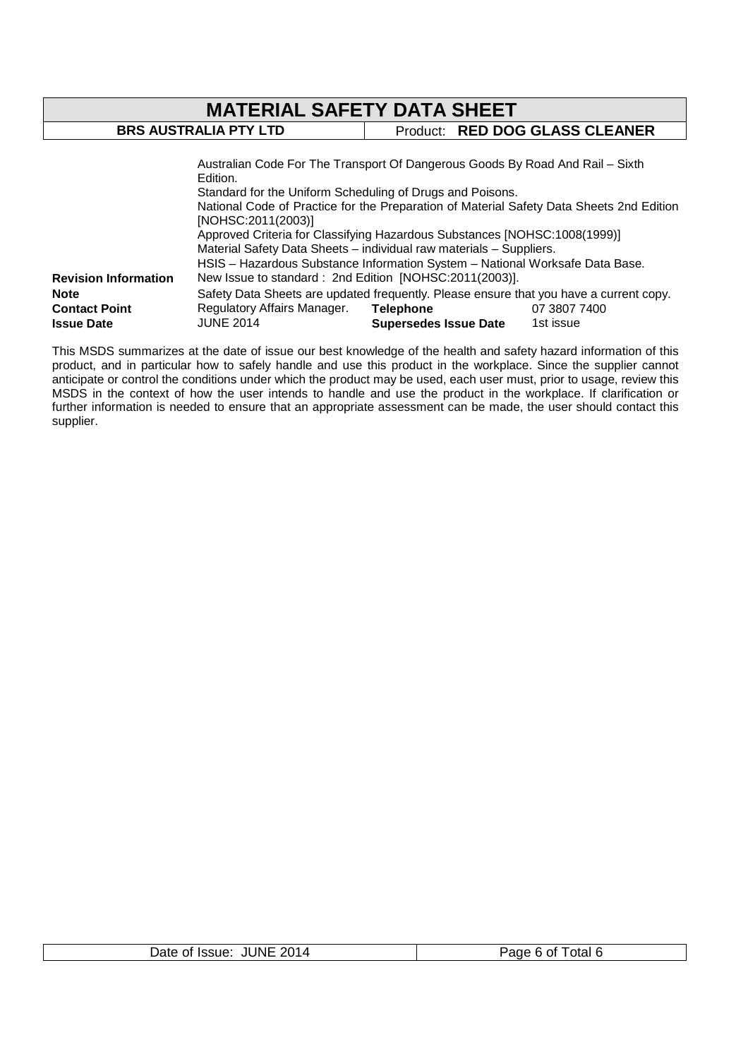| | | | |
|---|---|---|---|
| | Australian Code For The Transport Of Dangerous Goods By Road And Rail – Sixth Edition.<br>Standard for the Uniform Scheduling of Drugs and Poisons.<br>National Code of Practice for the Preparation of Material Safety Data Sheets 2nd Edition [NOHSC:2011(2003)]<br>Approved Criteria for Classifying Hazardous Substances [NOHSC:1008(1999)]<br>Material Safety Data Sheets – individual raw materials – Suppliers.<br>HSIS – Hazardous Substance Information System – National Worksafe Data Base. | | |
| **Revision Information** | New Issue to standard : 2nd Edition [NOHSC:2011(2003)]. | | |
| **Note** | Safety Data Sheets are updated frequently. Please ensure that you have a current copy. | | |
| **Contact Point** | Regulatory Affairs Manager. | **Telephone** | 07 3807 7400 |
| **Issue Date** | JUNE 2014 | **Supersedes Issue Date** | 1st issue |

This MSDS summarizes at the date of issue our best knowledge of the health and safety hazard information of this product, and in particular how to safely handle and use this product in the workplace. Since the supplier cannot anticipate or control the conditions under which the product may be used, each user must, prior to usage, review this MSDS in the context of how the user intends to handle and use the product in the workplace. If clarification or further information is needed to ensure that an appropriate assessment can be made, the user should contact this supplier.